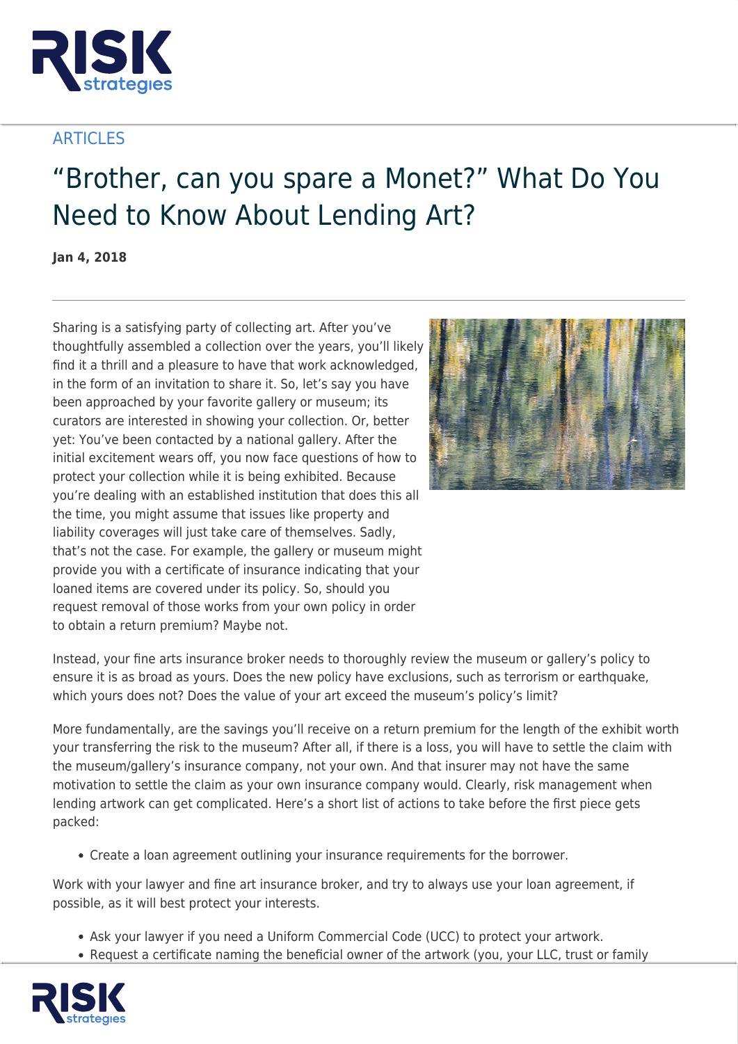ARTICLES

# "Brother, can you spare a Monet?" What Do You Need to Know About Lending Art?

**Jan 4, 2018**

Sharing is a satisfying party of collecting art. After you've thoughtfully assembled a collection over the years, you'll likely find it a thrill and a pleasure to have that work acknowledged, in the form of an invitation to share it. So, let's say you have been approached by your favorite gallery or museum; its curators are interested in showing your collection. Or, better yet: You've been contacted by a national gallery. After the initial excitement wears off, you now face questions of how to protect your collection while it is being exhibited. Because you're dealing with an established institution that does this all the time, you might assume that issues like property and liability coverages will just take care of themselves. Sadly, that's not the case. For example, the gallery or museum might provide you with a certificate of insurance indicating that your loaned items are covered under its policy. So, should you request removal of those works from your own policy in order to obtain a return premium? Maybe not.

Instead, your fine arts insurance broker needs to thoroughly review the museum or gallery's policy to ensure it is as broad as yours. Does the new policy have exclusions, such as terrorism or earthquake, which yours does not? Does the value of your art exceed the museum's policy's limit?

More fundamentally, are the savings you'll receive on a return premium for the length of the exhibit worth your transferring the risk to the museum? After all, if there is a loss, you will have to settle the claim with the museum/gallery's insurance company, not your own. And that insurer may not have the same motivation to settle the claim as your own insurance company would. Clearly, risk management when lending artwork can get complicated. Here's a short list of actions to take before the first piece gets packed:

- Create a loan agreement outlining your insurance requirements for the borrower.

Work with your lawyer and fine art insurance broker, and try to always use your loan agreement, if possible, as it will best protect your interests.

- Ask your lawyer if you need a Uniform Commercial Code (UCC) to protect your artwork.
- Request a certificate naming the beneficial owner of the artwork (you, your LLC, trust or family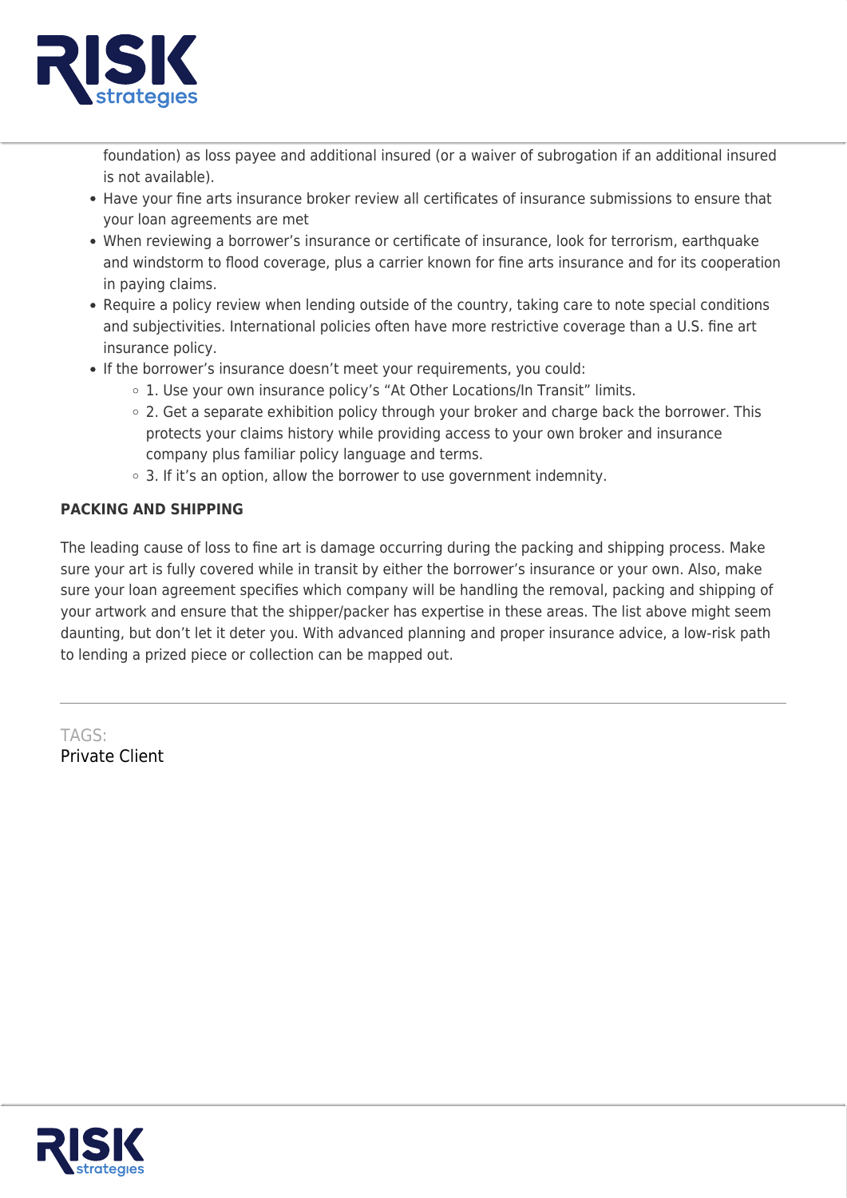foundation) as loss payee and additional insured (or a waiver of subrogation if an additional insured is not available).

- Have your fine arts insurance broker review all certificates of insurance submissions to ensure that your loan agreements are met
- When reviewing a borrower's insurance or certificate of insurance, look for terrorism, earthquake and windstorm to flood coverage, plus a carrier known for fine arts insurance and for its cooperation in paying claims.
- Require a policy review when lending outside of the country, taking care to note special conditions and subjectivities. International policies often have more restrictive coverage than a U.S. fine art insurance policy.
- If the borrower's insurance doesn't meet your requirements, you could:
    - 1. Use your own insurance policy's "At Other Locations/In Transit" limits.
    - 2. Get a separate exhibition policy through your broker and charge back the borrower. This protects your claims history while providing access to your own broker and insurance company plus familiar policy language and terms.
    - 3. If it's an option, allow the borrower to use government indemnity.

**PACKING AND SHIPPING**

The leading cause of loss to fine art is damage occurring during the packing and shipping process. Make sure your art is fully covered while in transit by either the borrower's insurance or your own. Also, make sure your loan agreement specifies which company will be handling the removal, packing and shipping of your artwork and ensure that the shipper/packer has expertise in these areas. The list above might seem daunting, but don't let it deter you. With advanced planning and proper insurance advice, a low-risk path to lending a prized piece or collection can be mapped out.

---

TAGS:
Private Client